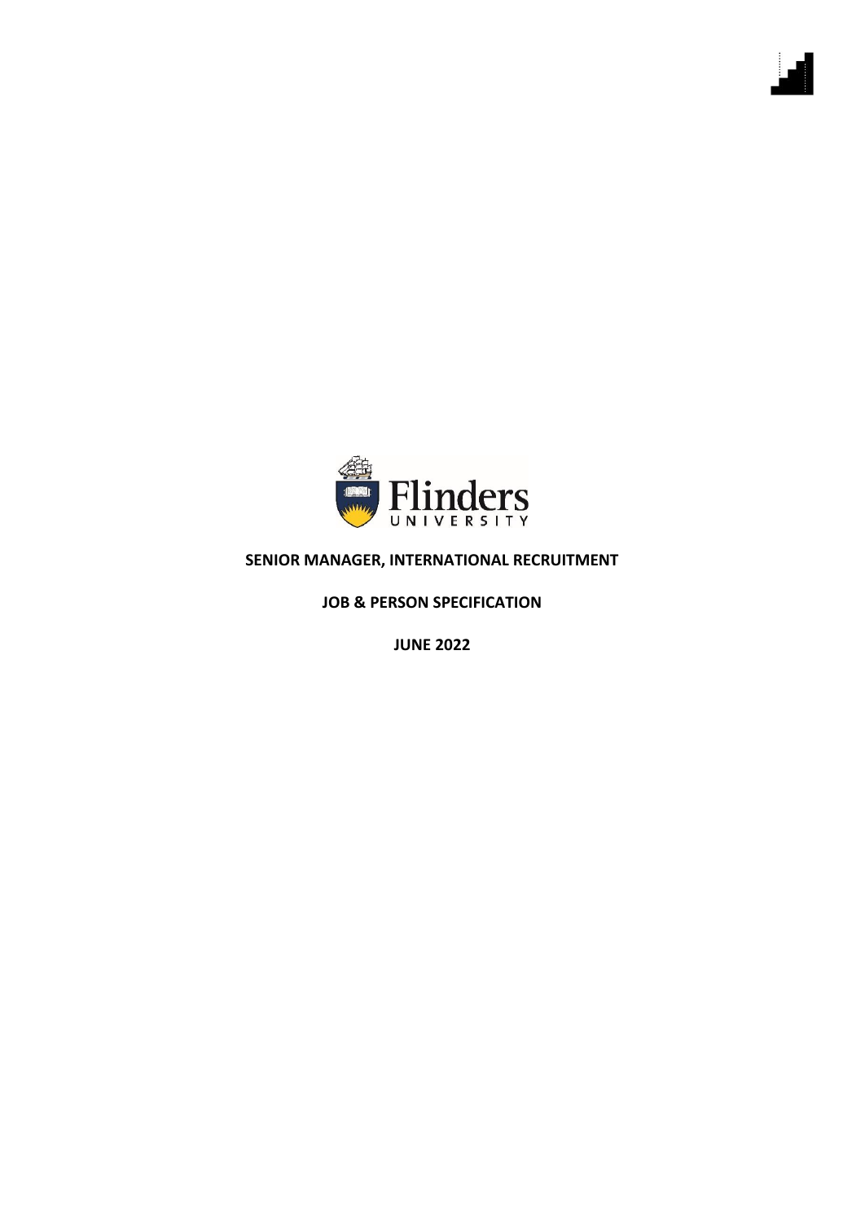Flinders UNIVERSITY

**SENIOR MANAGER, INTERNATIONAL RECRUITMENT**

**JOB & PERSON SPECIFICATION**

**JUNE 2022**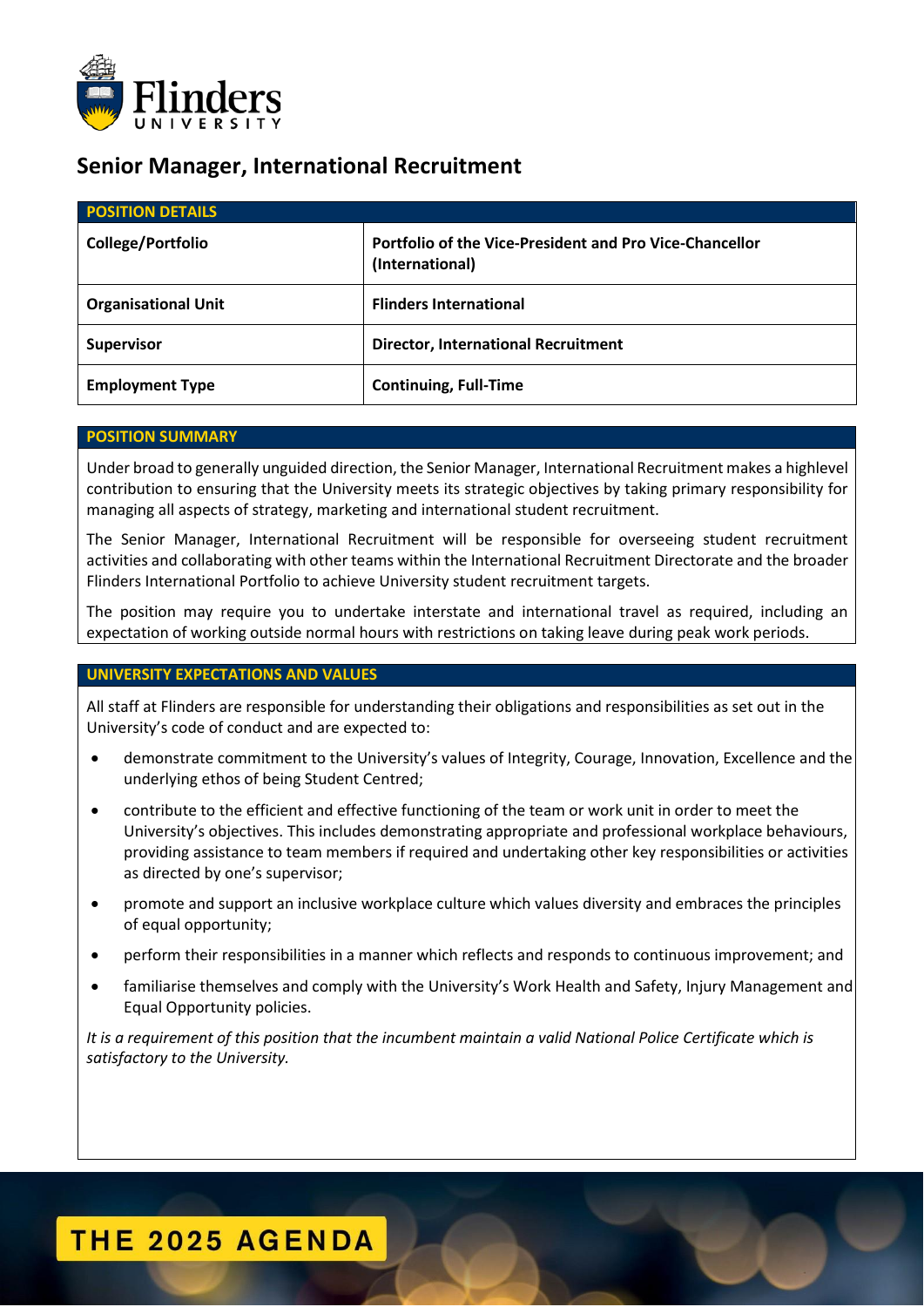# Senior Manager, International Recruitment

| POSITION DETAILS | |
|---|---|
| **College/Portfolio** | **Portfolio of the Vice-President and Pro Vice-Chancellor (International)** |
| **Organisational Unit** | **Flinders International** |
| **Supervisor** | **Director, International Recruitment** |
| **Employment Type** | **Continuing, Full-Time** |

## POSITION SUMMARY

Under broad to generally unguided direction, the Senior Manager, International Recruitment makes a highlevel contribution to ensuring that the University meets its strategic objectives by taking primary responsibility for managing all aspects of strategy, marketing and international student recruitment.

The Senior Manager, International Recruitment will be responsible for overseeing student recruitment activities and collaborating with other teams within the International Recruitment Directorate and the broader Flinders International Portfolio to achieve University student recruitment targets.

The position may require you to undertake interstate and international travel as required, including an expectation of working outside normal hours with restrictions on taking leave during peak work periods.

## UNIVERSITY EXPECTATIONS AND VALUES

All staff at Flinders are responsible for understanding their obligations and responsibilities as set out in the University's code of conduct and are expected to:

- demonstrate commitment to the University's values of Integrity, Courage, Innovation, Excellence and the underlying ethos of being Student Centred;
- contribute to the efficient and effective functioning of the team or work unit in order to meet the University's objectives. This includes demonstrating appropriate and professional workplace behaviours, providing assistance to team members if required and undertaking other key responsibilities or activities as directed by one's supervisor;
- promote and support an inclusive workplace culture which values diversity and embraces the principles of equal opportunity;
- perform their responsibilities in a manner which reflects and responds to continuous improvement; and
- familiarise themselves and comply with the University's Work Health and Safety, Injury Management and Equal Opportunity policies.

*It is a requirement of this position that the incumbent maintain a valid National Police Certificate which is satisfactory to the University.*

THE 2025 AGENDA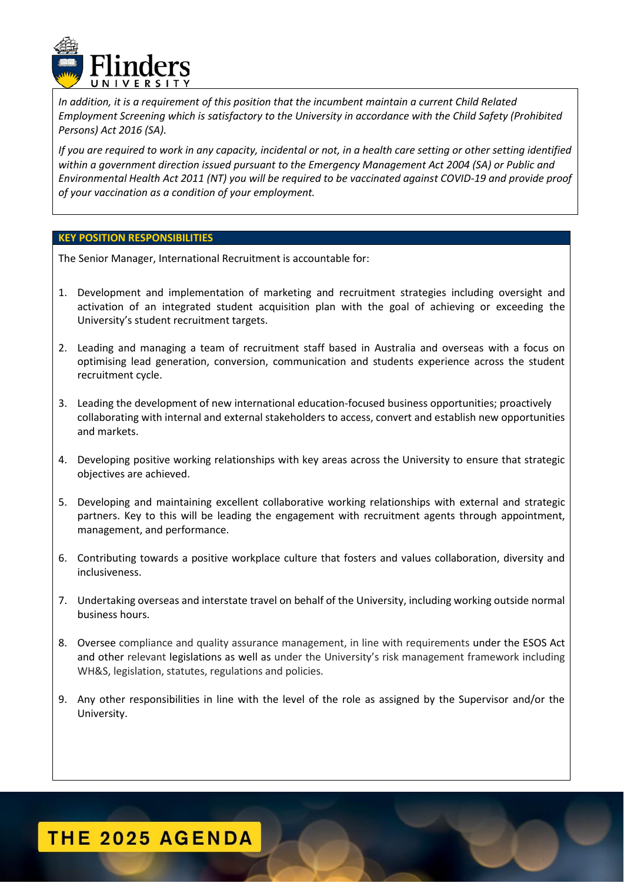*In addition, it is a requirement of this position that the incumbent maintain a current Child Related Employment Screening which is satisfactory to the University in accordance with the Child Safety (Prohibited Persons) Act 2016 (SA).*

*If you are required to work in any capacity, incidental or not, in a health care setting or other setting identified within a government direction issued pursuant to the Emergency Management Act 2004 (SA) or Public and Environmental Health Act 2011 (NT) you will be required to be vaccinated against COVID-19 and provide proof of your vaccination as a condition of your employment.*

## KEY POSITION RESPONSIBILITIES

The Senior Manager, International Recruitment is accountable for:

1. Development and implementation of marketing and recruitment strategies including oversight and activation of an integrated student acquisition plan with the goal of achieving or exceeding the University's student recruitment targets.

2. Leading and managing a team of recruitment staff based in Australia and overseas with a focus on optimising lead generation, conversion, communication and students experience across the student recruitment cycle.

3. Leading the development of new international education-focused business opportunities; proactively collaborating with internal and external stakeholders to access, convert and establish new opportunities and markets.

4. Developing positive working relationships with key areas across the University to ensure that strategic objectives are achieved.

5. Developing and maintaining excellent collaborative working relationships with external and strategic partners. Key to this will be leading the engagement with recruitment agents through appointment, management, and performance.

6. Contributing towards a positive workplace culture that fosters and values collaboration, diversity and inclusiveness.

7. Undertaking overseas and interstate travel on behalf of the University, including working outside normal business hours.

8. Oversee compliance and quality assurance management, in line with requirements under the ESOS Act and other relevant legislations as well as under the University's risk management framework including WH&S, legislation, statutes, regulations and policies.

9. Any other responsibilities in line with the level of the role as assigned by the Supervisor and/or the University.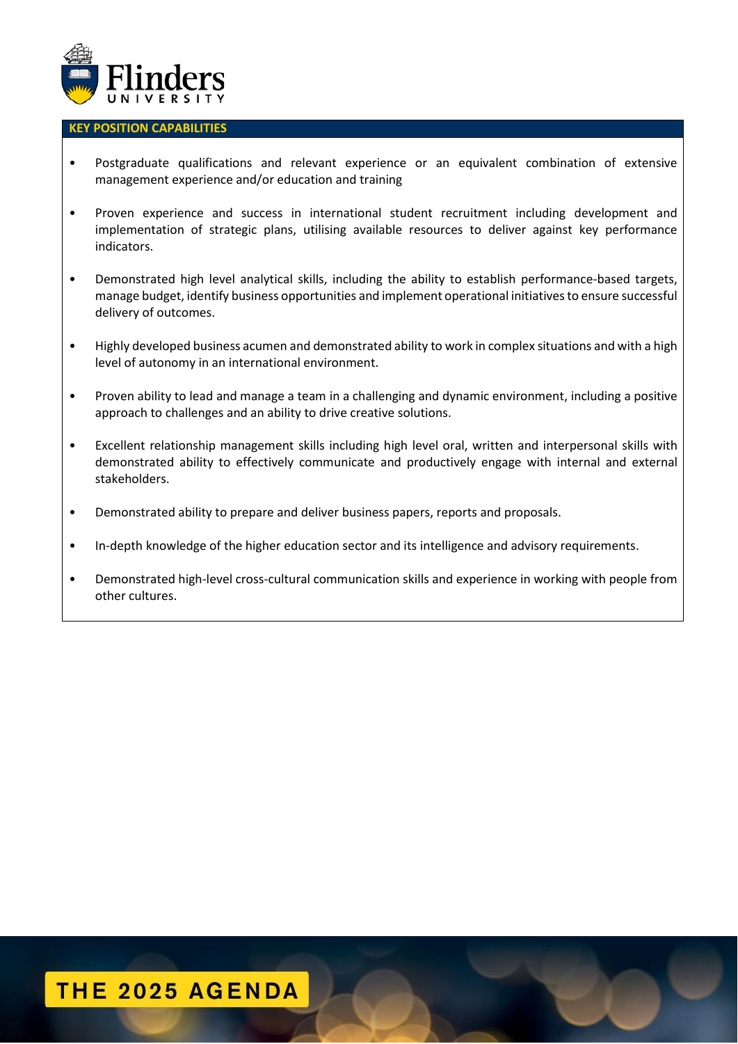## KEY POSITION CAPABILITIES

- Postgraduate qualifications and relevant experience or an equivalent combination of extensive management experience and/or education and training
- Proven experience and success in international student recruitment including development and implementation of strategic plans, utilising available resources to deliver against key performance indicators.
- Demonstrated high level analytical skills, including the ability to establish performance-based targets, manage budget, identify business opportunities and implement operational initiatives to ensure successful delivery of outcomes.
- Highly developed business acumen and demonstrated ability to work in complex situations and with a high level of autonomy in an international environment.
- Proven ability to lead and manage a team in a challenging and dynamic environment, including a positive approach to challenges and an ability to drive creative solutions.
- Excellent relationship management skills including high level oral, written and interpersonal skills with demonstrated ability to effectively communicate and productively engage with internal and external stakeholders.
- Demonstrated ability to prepare and deliver business papers, reports and proposals.
- In-depth knowledge of the higher education sector and its intelligence and advisory requirements.
- Demonstrated high-level cross-cultural communication skills and experience in working with people from other cultures.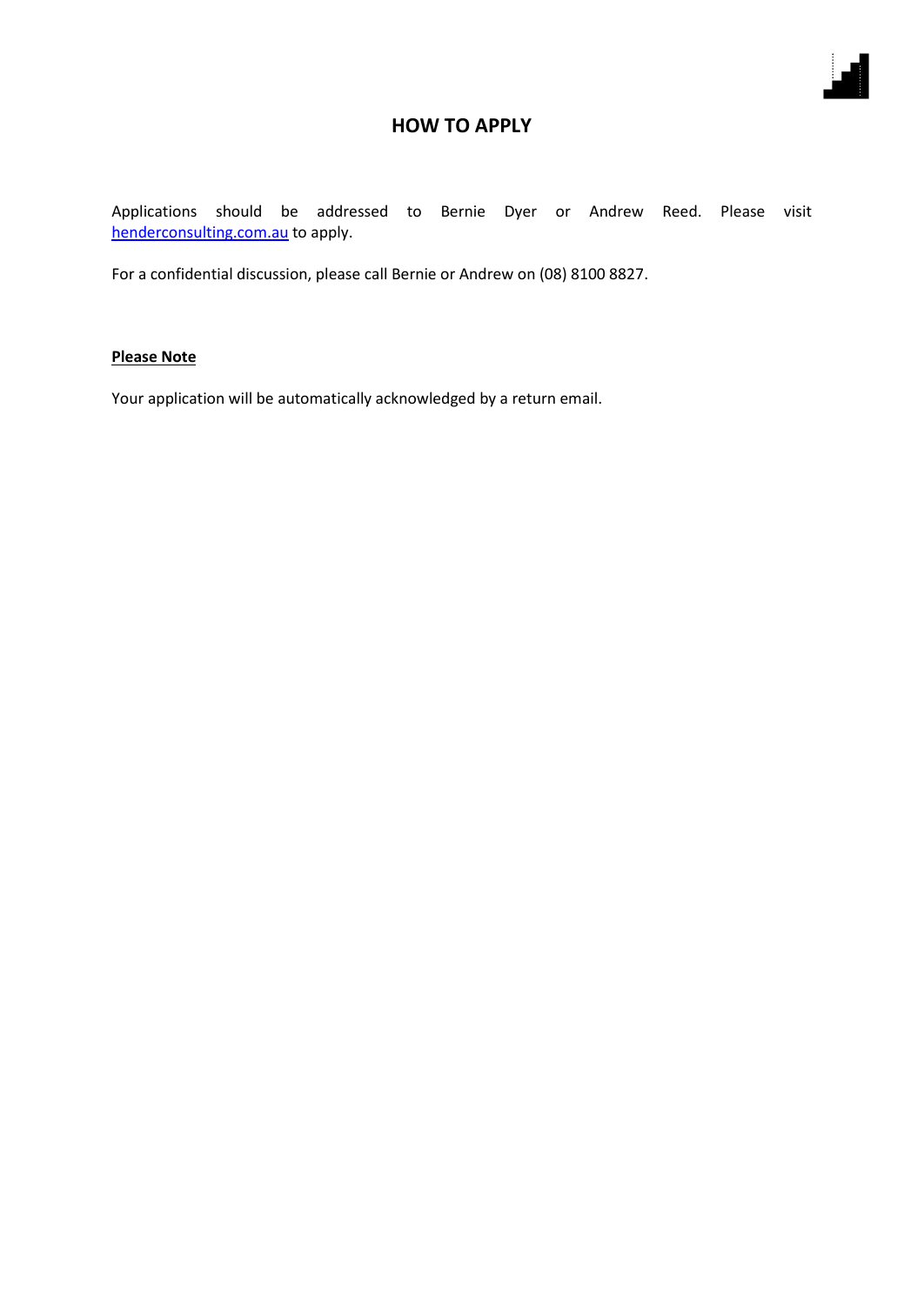# HOW TO APPLY

Applications should be addressed to Bernie Dyer or Andrew Reed. Please visit [henderconsulting.com.au](henderconsulting.com.au) to apply.

For a confidential discussion, please call Bernie or Andrew on (08) 8100 8827.

**<u>Please Note</u>**

Your application will be automatically acknowledged by a return email.